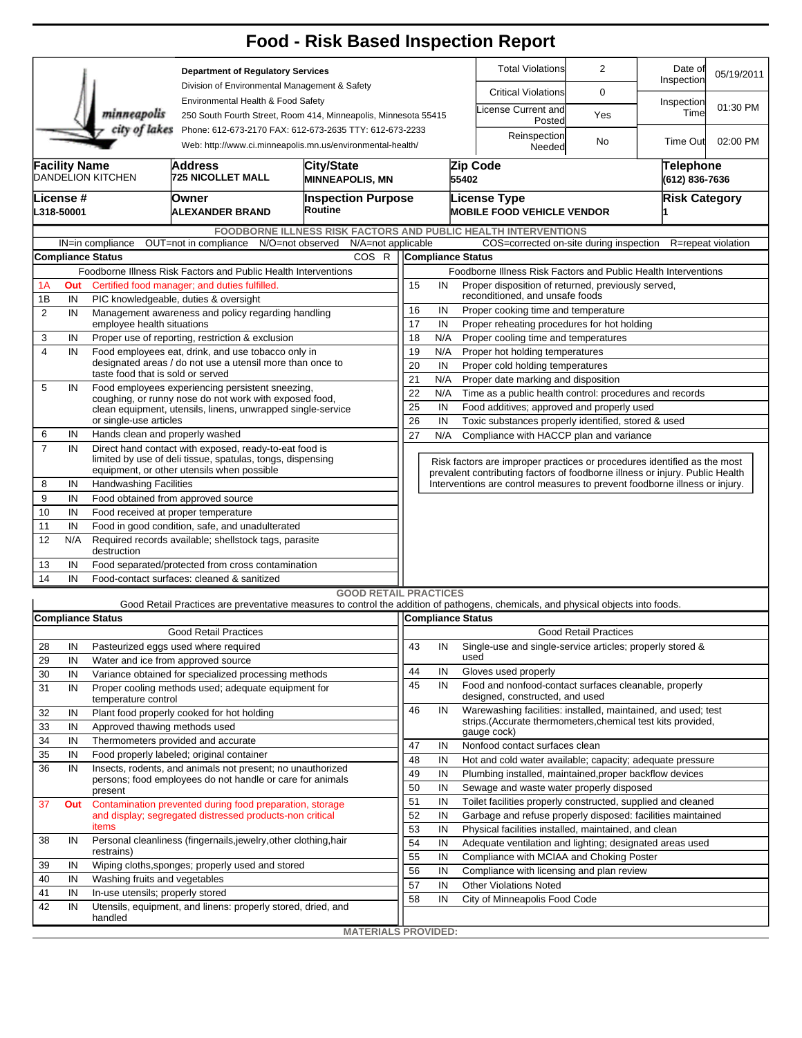# Food - Risk Based Inspection Report

**Department of Regulatory Services**
Division of Environmental Management & Safety
Environmental Health & Food Safety
250 South Fourth Street, Room 414, Minneapolis, Minnesota 55415
Phone: 612-673-2170 FAX: 612-673-2635 TTY: 612-673-2233
Web: http://www.ci.minneapolis.mn.us/environmental-health/

minneapolis city of lakes

| | | | |
|---|---|---|---|
| Total Violations | 2 | Date of Inspection | 05/19/2011 |
| Critical Violations | 0 | | |
| License Current and Posted | Yes | Inspection Time | 01:30 PM |
| Reinspection Needed | No | Time Out | 02:00 PM |

| Facility Name | Address | City/State | Zip Code | Telephone |
|---|---|---|---|---|
| DANDELION KITCHEN | 725 NICOLLET MALL | MINNEAPOLIS, MN | 55402 | (612) 836-7636 |

| License # | Owner | Inspection Purpose | License Type | Risk Category |
|---|---|---|---|---|
| L318-50001 | ALEXANDER BRAND | Routine | MOBILE FOOD VEHICLE VENDOR | 1 |

## FOODBORNE ILLNESS RISK FACTORS AND PUBLIC HEALTH INTERVENTIONS

IN=in compliance OUT=not in compliance N/O=not observed N/A=not applicable COS=corrected on-site during inspection R=repeat violation

| # | Compliance Status | Foodborne Illness Risk Factors and Public Health Interventions | COS | R |
|---|---|---|---|---|
| 1A | Out | Certified food manager; and duties fulfilled. | | |
| 1B | IN | PIC knowledgeable, duties & oversight | | |
| 2 | IN | Management awareness and policy regarding handling employee health situations | | |
| 3 | IN | Proper use of reporting, restriction & exclusion | | |
| 4 | IN | Food employees eat, drink, and use tobacco only in designated areas / do not use a utensil more than once to taste food that is sold or served | | |
| 5 | IN | Food employees experiencing persistent sneezing, coughing, or runny nose do not work with exposed food, clean equipment, utensils, linens, unwrapped single-service or single-use articles | | |
| 6 | IN | Hands clean and properly washed | | |
| 7 | IN | Direct hand contact with exposed, ready-to-eat food is limited by use of deli tissue, spatulas, tongs, dispensing equipment, or other utensils when possible | | |
| 8 | IN | Handwashing Facilities | | |
| 9 | IN | Food obtained from approved source | | |
| 10 | IN | Food received at proper temperature | | |
| 11 | IN | Food in good condition, safe, and unadulterated | | |
| 12 | N/A | Required records available; shellstock tags, parasite destruction | | |
| 13 | IN | Food separated/protected from cross contamination | | |
| 14 | IN | Food-contact surfaces: cleaned & sanitized | | |
| 15 | IN | Proper disposition of returned, previously served, reconditioned, and unsafe foods | | |
| 16 | IN | Proper cooking time and temperature | | |
| 17 | IN | Proper reheating procedures for hot holding | | |
| 18 | N/A | Proper cooling time and temperatures | | |
| 19 | N/A | Proper hot holding temperatures | | |
| 20 | IN | Proper cold holding temperatures | | |
| 21 | N/A | Proper date marking and disposition | | |
| 22 | N/A | Time as a public health control: procedures and records | | |
| 25 | IN | Food additives; approved and properly used | | |
| 26 | IN | Toxic substances properly identified, stored & used | | |
| 27 | N/A | Compliance with HACCP plan and variance | | |

Risk factors are improper practices or procedures identified as the most prevalent contributing factors of foodborne illness or injury. Public Health Interventions are control measures to prevent foodborne illness or injury.

## GOOD RETAIL PRACTICES

Good Retail Practices are preventative measures to control the addition of pathogens, chemicals, and physical objects into foods.

| # | Compliance Status | Good Retail Practices |
|---|---|---|
| 28 | IN | Pasteurized eggs used where required |
| 29 | IN | Water and ice from approved source |
| 30 | IN | Variance obtained for specialized processing methods |
| 31 | IN | Proper cooling methods used; adequate equipment for temperature control |
| 32 | IN | Plant food properly cooked for hot holding |
| 33 | IN | Approved thawing methods used |
| 34 | IN | Thermometers provided and accurate |
| 35 | IN | Food properly labeled; original container |
| 36 | IN | Insects, rodents, and animals not present; no unauthorized persons; food employees do not handle or care for animals present |
| 37 | Out | Contamination prevented during food preparation, storage and display; segregated distressed products-non critical items |
| 38 | IN | Personal cleanliness (fingernails,jewelry,other clothing,hair restrains) |
| 39 | IN | Wiping cloths,sponges; properly used and stored |
| 40 | IN | Washing fruits and vegetables |
| 41 | IN | In-use utensils; properly stored |
| 42 | IN | Utensils, equipment, and linens: properly stored, dried, and handled |
| 43 | IN | Single-use and single-service articles; properly stored & used |
| 44 | IN | Gloves used properly |
| 45 | IN | Food and nonfood-contact surfaces cleanable, properly designed, constructed, and used |
| 46 | IN | Warewashing facilities: installed, maintained, and used; test strips.(Accurate thermometers,chemical test kits provided, gauge cock) |
| 47 | IN | Nonfood contact surfaces clean |
| 48 | IN | Hot and cold water available; capacity; adequate pressure |
| 49 | IN | Plumbing installed, maintained,proper backflow devices |
| 50 | IN | Sewage and waste water properly disposed |
| 51 | IN | Toilet facilities properly constructed, supplied and cleaned |
| 52 | IN | Garbage and refuse properly disposed: facilities maintained |
| 53 | IN | Physical facilities installed, maintained, and clean |
| 54 | IN | Adequate ventilation and lighting; designated areas used |
| 55 | IN | Compliance with MCIAA and Choking Poster |
| 56 | IN | Compliance with licensing and plan review |
| 57 | IN | Other Violations Noted |
| 58 | IN | City of Minneapolis Food Code |

**MATERIALS PROVIDED:**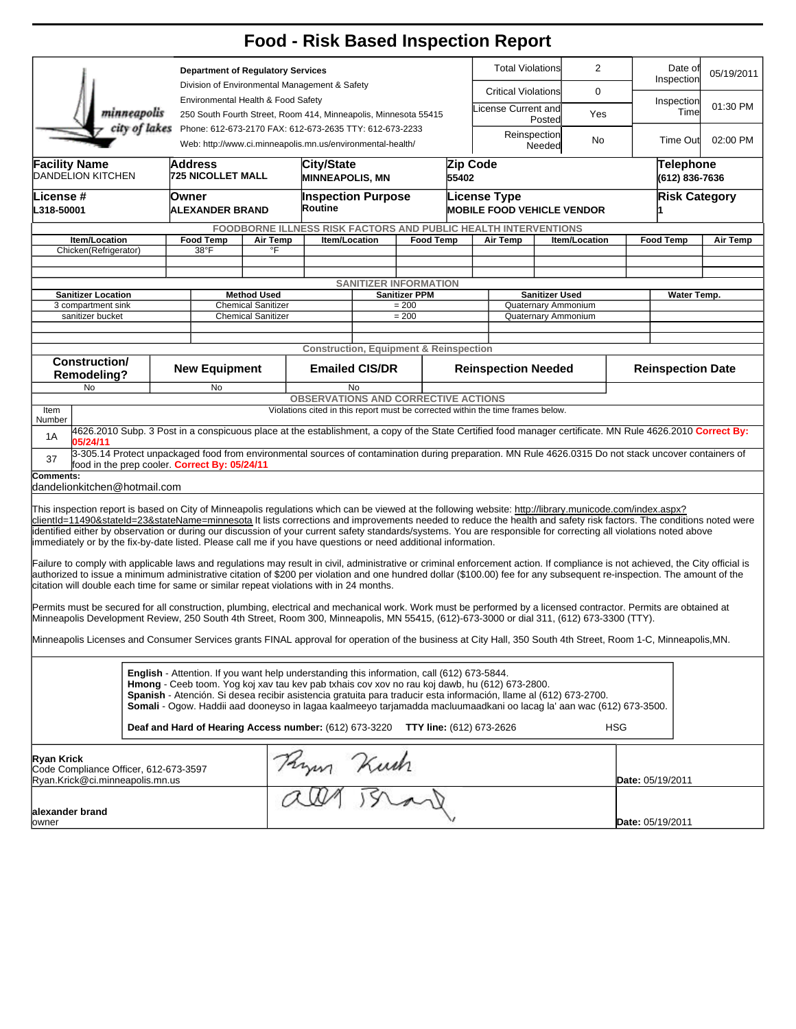# Food - Risk Based Inspection Report

| | | | | | |
|---|---|---|---|---|---|
| minneapolis city of lakes | **Department of Regulatory Services**<br>Division of Environmental Management & Safety<br>Environmental Health & Food Safety<br>250 South Fourth Street, Room 414, Minneapolis, Minnesota 55415<br>Phone: 612-673-2170 FAX: 612-673-2635 TTY: 612-673-2233<br>Web: http://www.ci.minneapolis.mn.us/environmental-health/ | Total Violations | 2 | Date of Inspection | 05/19/2011 |
| | | Critical Violations | 0 | Inspection Time | 01:30 PM |
| | | License Current and Posted | Yes | | |
| | | Reinspection Needed | No | Time Out | 02:00 PM |

| Facility Name | Address | City/State | Zip Code | Telephone |
|---|---|---|---|---|
| DANDELION KITCHEN | 725 NICOLLET MALL | MINNEAPOLIS, MN | 55402 | (612) 836-7636 |
| **License #** | **Owner** | **Inspection Purpose** | **License Type** | **Risk Category** |
| L318-50001 | ALEXANDER BRAND | Routine | MOBILE FOOD VEHICLE VENDOR | 1 |

**FOODBORNE ILLNESS RISK FACTORS AND PUBLIC HEALTH INTERVENTIONS**

| Item/Location | Food Temp | Air Temp | Item/Location | Food Temp | Air Temp | Item/Location | Food Temp | Air Temp |
|---|---|---|---|---|---|---|---|---|
| Chicken(Refrigerator) | 38°F | °F | | | | | | |

**SANITIZER INFORMATION**

| Sanitizer Location | Method Used | Sanitizer PPM | Sanitizer Used | Water Temp. |
|---|---|---|---|---|
| 3 compartment sink | Chemical Sanitizer | = 200 | Quaternary Ammonium | |
| sanitizer bucket | Chemical Sanitizer | = 200 | Quaternary Ammonium | |

**Construction, Equipment & Reinspection**

| Construction/ Remodeling? | New Equipment | Emailed CIS/DR | Reinspection Needed | Reinspection Date |
|---|---|---|---|---|
| No | No | No | | |

**OBSERVATIONS AND CORRECTIVE ACTIONS**

| Item Number | Violations cited in this report must be corrected within the time frames below. |
|---|---|
| 1A | 4626.2010 Subp. 3 Post in a conspicuous place at the establishment, a copy of the State Certified food manager certificate. MN Rule 4626.2010 **Correct By: 05/24/11** |
| 37 | 3-305.14 Protect unpackaged food from environmental sources of contamination during preparation. MN Rule 4626.0315 Do not stack uncover containers of food in the prep cooler. **Correct By: 05/24/11** |

**Comments:**
dandelionkitchen@hotmail.com

This inspection report is based on City of Minneapolis regulations which can be viewed at the following website: http://library.municode.com/index.aspx?clientId=11490&stateId=23&stateName=minnesota It lists corrections and improvements needed to reduce the health and safety risk factors. The conditions noted were identified either by observation or during our discussion of your current safety standards/systems. You are responsible for correcting all violations noted above immediately or by the fix-by-date listed. Please call me if you have questions or need additional information.

Failure to comply with applicable laws and regulations may result in civil, administrative or criminal enforcement action. If compliance is not achieved, the City official is authorized to issue a minimum administrative citation of $200 per violation and one hundred dollar ($100.00) fee for any subsequent re-inspection. The amount of the citation will double each time for same or similar repeat violations with in 24 months.

Permits must be secured for all construction, plumbing, electrical and mechanical work. Work must be performed by a licensed contractor. Permits are obtained at Minneapolis Development Review, 250 South 4th Street, Room 300, Minneapolis, MN 55415, (612)-673-3000 or dial 311, (612) 673-3300 (TTY).

Minneapolis Licenses and Consumer Services grants FINAL approval for operation of the business at City Hall, 350 South 4th Street, Room 1-C, Minneapolis,MN.

**English** - Attention. If you want help understanding this information, call (612) 673-5844.
**Hmong** - Ceeb toom. Yog koj xav tau kev pab txhais cov xov no rau koj dawb, hu (612) 673-2800.
**Spanish** - Atención. Si desea recibir asistencia gratuita para traducir esta información, llame al (612) 673-2700.
**Somali** - Ogow. Haddii aad dooneyso in lagaa kaalmeeyo tarjamadda macluumaadkani oo lacag la' aan wac (612) 673-3500.

**Deaf and Hard of Hearing Access number:** (612) 673-3220 **TTY line:** (612) 673-2626 HSG

**Ryan Krick**
Code Compliance Officer, 612-673-3597
Ryan.Krick@ci.minneapolis.mn.us
**Date:** 05/19/2011

**alexander brand**
owner
**Date:** 05/19/2011